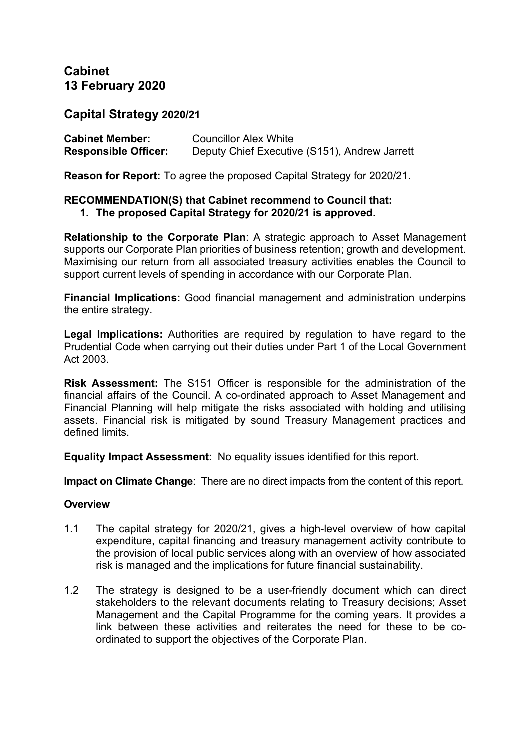# Cabinet
# 13 February 2020

## Capital Strategy 2020/21

**Cabinet Member:** Councillor Alex White
**Responsible Officer:** Deputy Chief Executive (S151), Andrew Jarrett

**Reason for Report:** To agree the proposed Capital Strategy for 2020/21.

**RECOMMENDATION(S) that Cabinet recommend to Council that:**

1. **The proposed Capital Strategy for 2020/21 is approved.**

**Relationship to the Corporate Plan**: A strategic approach to Asset Management supports our Corporate Plan priorities of business retention; growth and development. Maximising our return from all associated treasury activities enables the Council to support current levels of spending in accordance with our Corporate Plan.

**Financial Implications:** Good financial management and administration underpins the entire strategy.

**Legal Implications:** Authorities are required by regulation to have regard to the Prudential Code when carrying out their duties under Part 1 of the Local Government Act 2003.

**Risk Assessment:** The S151 Officer is responsible for the administration of the financial affairs of the Council. A co-ordinated approach to Asset Management and Financial Planning will help mitigate the risks associated with holding and utilising assets. Financial risk is mitigated by sound Treasury Management practices and defined limits.

**Equality Impact Assessment**: No equality issues identified for this report.

**Impact on Climate Change**: There are no direct impacts from the content of this report.

**Overview**

1.1 The capital strategy for 2020/21, gives a high-level overview of how capital expenditure, capital financing and treasury management activity contribute to the provision of local public services along with an overview of how associated risk is managed and the implications for future financial sustainability.

1.2 The strategy is designed to be a user-friendly document which can direct stakeholders to the relevant documents relating to Treasury decisions; Asset Management and the Capital Programme for the coming years. It provides a link between these activities and reiterates the need for these to be co-ordinated to support the objectives of the Corporate Plan.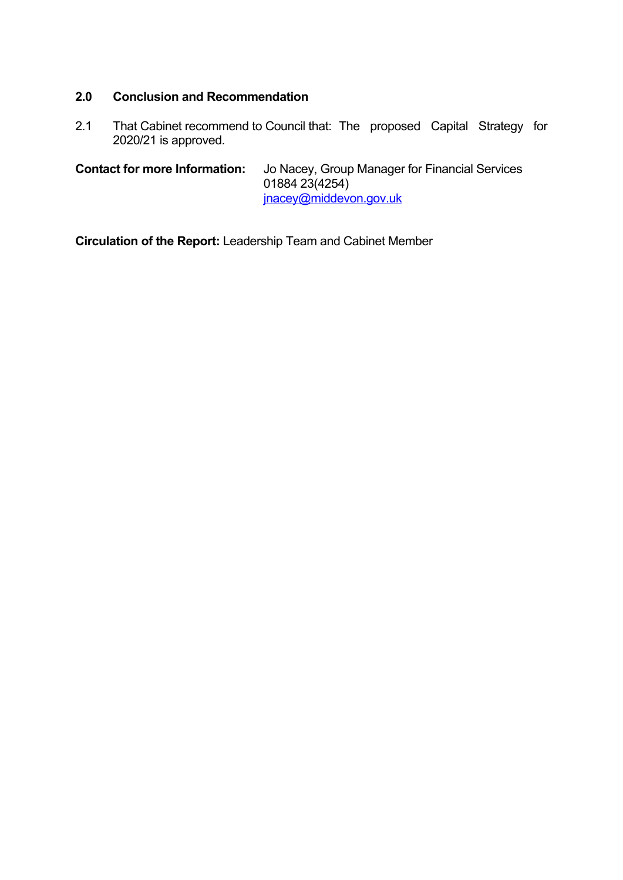## 2.0 Conclusion and Recommendation

2.1 That Cabinet recommend to Council that: The proposed Capital Strategy for 2020/21 is approved.

**Contact for more Information:** Jo Nacey, Group Manager for Financial Services
01884 23(4254)
jnacey@middevon.gov.uk

**Circulation of the Report:** Leadership Team and Cabinet Member